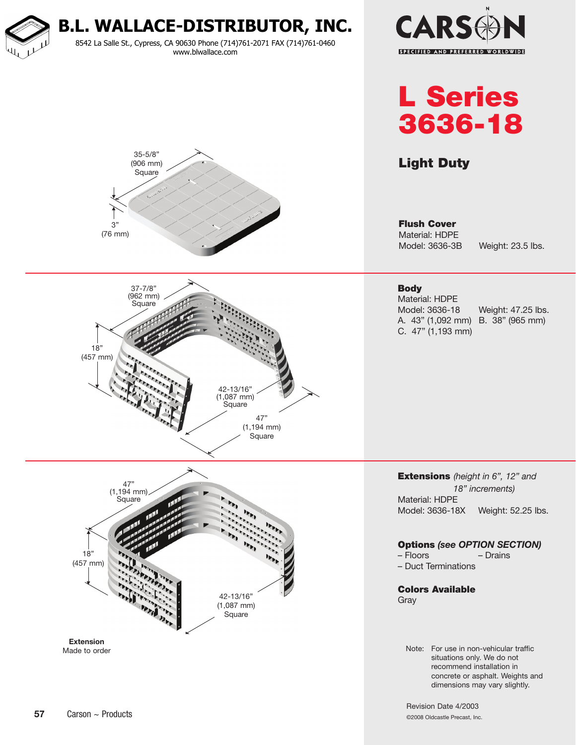# B.L. WALLACE-DISTRIBUTOR, INC.

8542 La Salle St., Cypress, CA 90630 Phone (714)761-2071 FAX (714)761-0460
www.blwallace.com

CARSON
SPECIFIED AND PREFERRED WORLDWIDE

# L Series 3636-18

## Light Duty

35-5/8" (906 mm) Square

3" (76 mm)

### Flush Cover

Material: HDPE
Model: 3636-3B Weight: 23.5 lbs.

37-7/8" (962 mm) Square

18" (457 mm)

42-13/16" (1,087 mm) Square

47" (1,194 mm) Square

### Body

Material: HDPE
Model: 3636-18 Weight: 47.25 lbs.
A. 43" (1,092 mm) B. 38" (965 mm)
C. 47" (1,193 mm)

47" (1,194 mm) Square

18" (457 mm)

42-13/16" (1,087 mm) Square

**Extension**
Made to order

### Extensions *(height in 6", 12" and 18" increments)*

Material: HDPE
Model: 3636-18X Weight: 52.25 lbs.

### Options *(see OPTION SECTION)*

- Floors
- Drains
- Duct Terminations

### Colors Available

Gray

Note: For use in non-vehicular traffic situations only. We do not recommend installation in concrete or asphalt. Weights and dimensions may vary slightly.

Revision Date 4/2003

©2008 Oldcastle Precast, Inc.

Carson ~ Products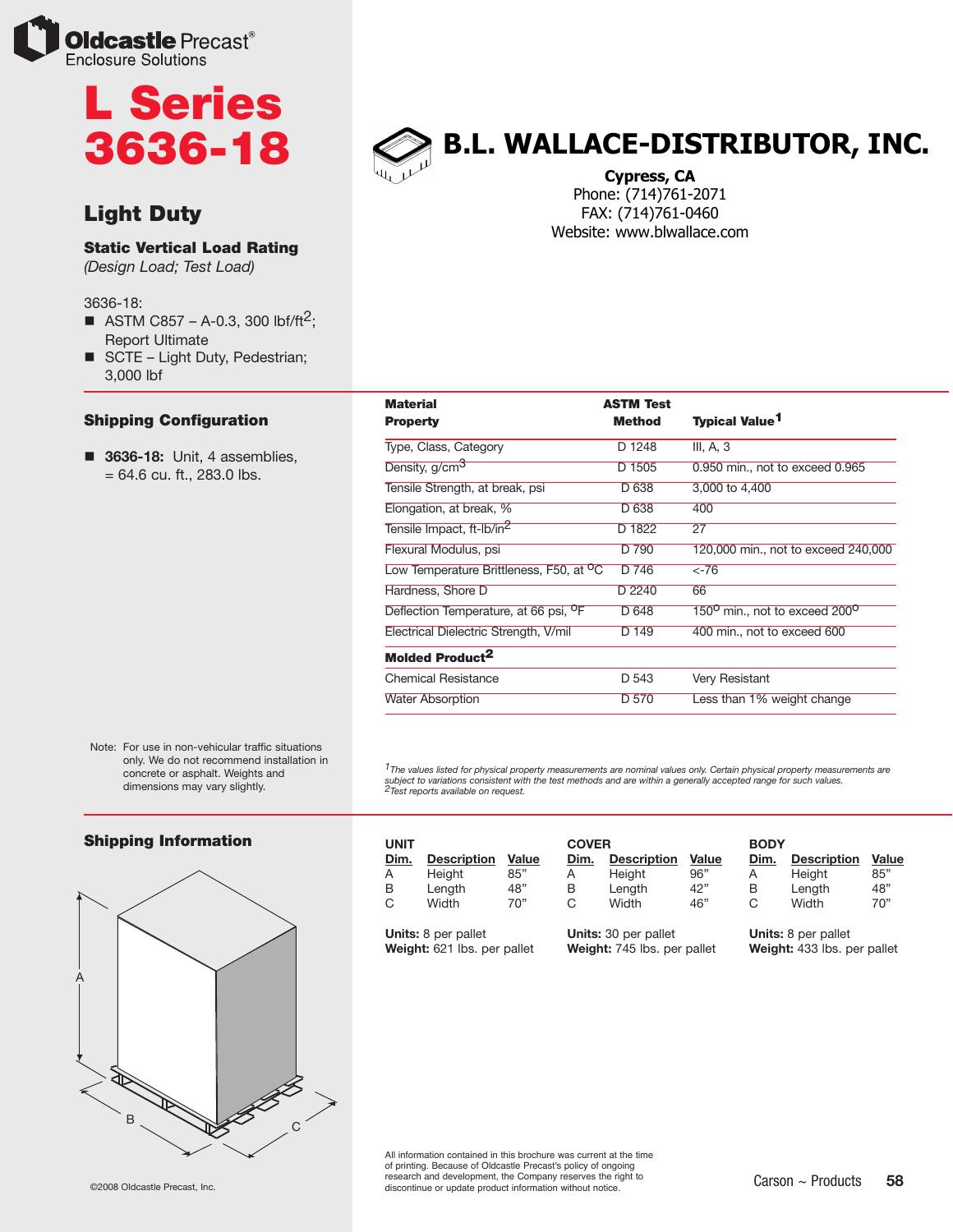# L Series 3636-18

Oldcastle Precast® Enclosure Solutions

## Light Duty

**Static Vertical Load Rating**
*(Design Load; Test Load)*

3636-18:

- ASTM C857 – A-0.3, 300 lbf/ft$^2$; Report Ultimate
- SCTE – Light Duty, Pedestrian; 3,000 lbf

**B.L. WALLACE-DISTRIBUTOR, INC.**

**Cypress, CA**
Phone: (714)761-2071
FAX: (714)761-0460
Website: www.blwallace.com

### Shipping Configuration

- **3636-18:** Unit, 4 assemblies, = 64.6 cu. ft., 283.0 lbs.

| Material Property | ASTM Test Method | Typical Value[1] |
|---|---|---|
| Type, Class, Category | D 1248 | III, A, 3 |
| Density, g/cm$^3$ | D 1505 | 0.950 min., not to exceed 0.965 |
| Tensile Strength, at break, psi | D 638 | 3,000 to 4,400 |
| Elongation, at break, % | D 638 | 400 |
| Tensile Impact, ft-lb/in$^2$ | D 1822 | 27 |
| Flexural Modulus, psi | D 790 | 120,000 min., not to exceed 240,000 |
| Low Temperature Brittleness, F50, at $^{o}$C | D 746 | <-76 |
| Hardness, Shore D | D 2240 | 66 |
| Deflection Temperature, at 66 psi, $^{o}$F | D 648 | 150$^{o}$ min., not to exceed 200$^{o}$ |
| Electrical Dielectric Strength, V/mil | D 149 | 400 min., not to exceed 600 |
| **Molded Product[2]** | | |
| Chemical Resistance | D 543 | Very Resistant |
| Water Absorption | D 570 | Less than 1% weight change |

Note: For use in non-vehicular traffic situations only. We do not recommend installation in concrete or asphalt. Weights and dimensions may vary slightly.

*[1]The values listed for physical property measurements are nominal values only. Certain physical property measurements are subject to variations consistent with the test methods and are within a generally accepted range for such values.*
*[2]Test reports available on request.*

### Shipping Information

A
B
C

**UNIT**

| Dim. | Description | Value |
|---|---|---|
| A | Height | 85" |
| B | Length | 48" |
| C | Width | 70" |

**Units:** 8 per pallet
**Weight:** 621 lbs. per pallet

**COVER**

| Dim. | Description | Value |
|---|---|---|
| A | Height | 96" |
| B | Length | 42" |
| C | Width | 46" |

**Units:** 30 per pallet
**Weight:** 745 lbs. per pallet

**BODY**

| Dim. | Description | Value |
|---|---|---|
| A | Height | 85" |
| B | Length | 48" |
| C | Width | 70" |

**Units:** 8 per pallet
**Weight:** 433 lbs. per pallet

©2008 Oldcastle Precast, Inc.

All information contained in this brochure was current at the time of printing. Because of Oldcastle Precast's policy of ongoing research and development, the Company reserves the right to discontinue or update product information without notice.

Carson ~ Products